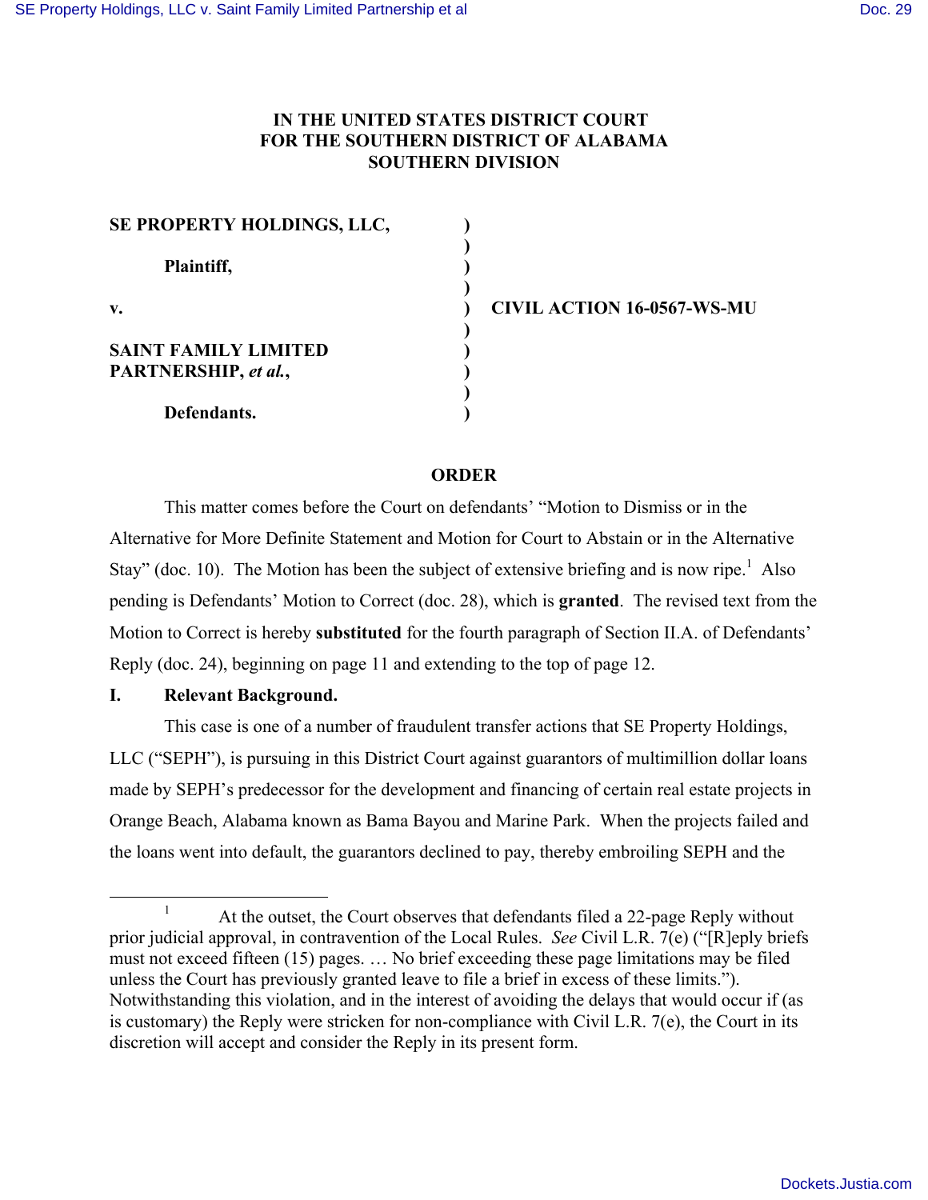**IN THE UNITED STATES DISTRICT COURT**
**FOR THE SOUTHERN DISTRICT OF ALABAMA**
**SOUTHERN DIVISION**

| | | |
|---|---|---|
| **SE PROPERTY HOLDINGS, LLC,** | ) | |
| | ) | |
| **Plaintiff,** | ) | |
| | ) | |
| **v.** | ) | **CIVIL ACTION 16-0567-WS-MU** |
| | ) | |
| **SAINT FAMILY LIMITED PARTNERSHIP, *et al.*,** | ) | |
| | ) | |
| | ) | |
| **Defendants.** | ) | |

**ORDER**

This matter comes before the Court on defendants' "Motion to Dismiss or in the Alternative for More Definite Statement and Motion for Court to Abstain or in the Alternative Stay" (doc. 10). The Motion has been the subject of extensive briefing and is now ripe.[1] Also pending is Defendants' Motion to Correct (doc. 28), which is **granted**. The revised text from the Motion to Correct is hereby **substituted** for the fourth paragraph of Section II.A. of Defendants' Reply (doc. 24), beginning on page 11 and extending to the top of page 12.

## I. Relevant Background.

This case is one of a number of fraudulent transfer actions that SE Property Holdings, LLC ("SEPH"), is pursuing in this District Court against guarantors of multimillion dollar loans made by SEPH's predecessor for the development and financing of certain real estate projects in Orange Beach, Alabama known as Bama Bayou and Marine Park. When the projects failed and the loans went into default, the guarantors declined to pay, thereby embroiling SEPH and the

[1] At the outset, the Court observes that defendants filed a 22-page Reply without prior judicial approval, in contravention of the Local Rules. *See* Civil L.R. 7(e) ("[R]eply briefs must not exceed fifteen (15) pages. … No brief exceeding these page limitations may be filed unless the Court has previously granted leave to file a brief in excess of these limits."). Notwithstanding this violation, and in the interest of avoiding the delays that would occur if (as is customary) the Reply were stricken for non-compliance with Civil L.R. 7(e), the Court in its discretion will accept and consider the Reply in its present form.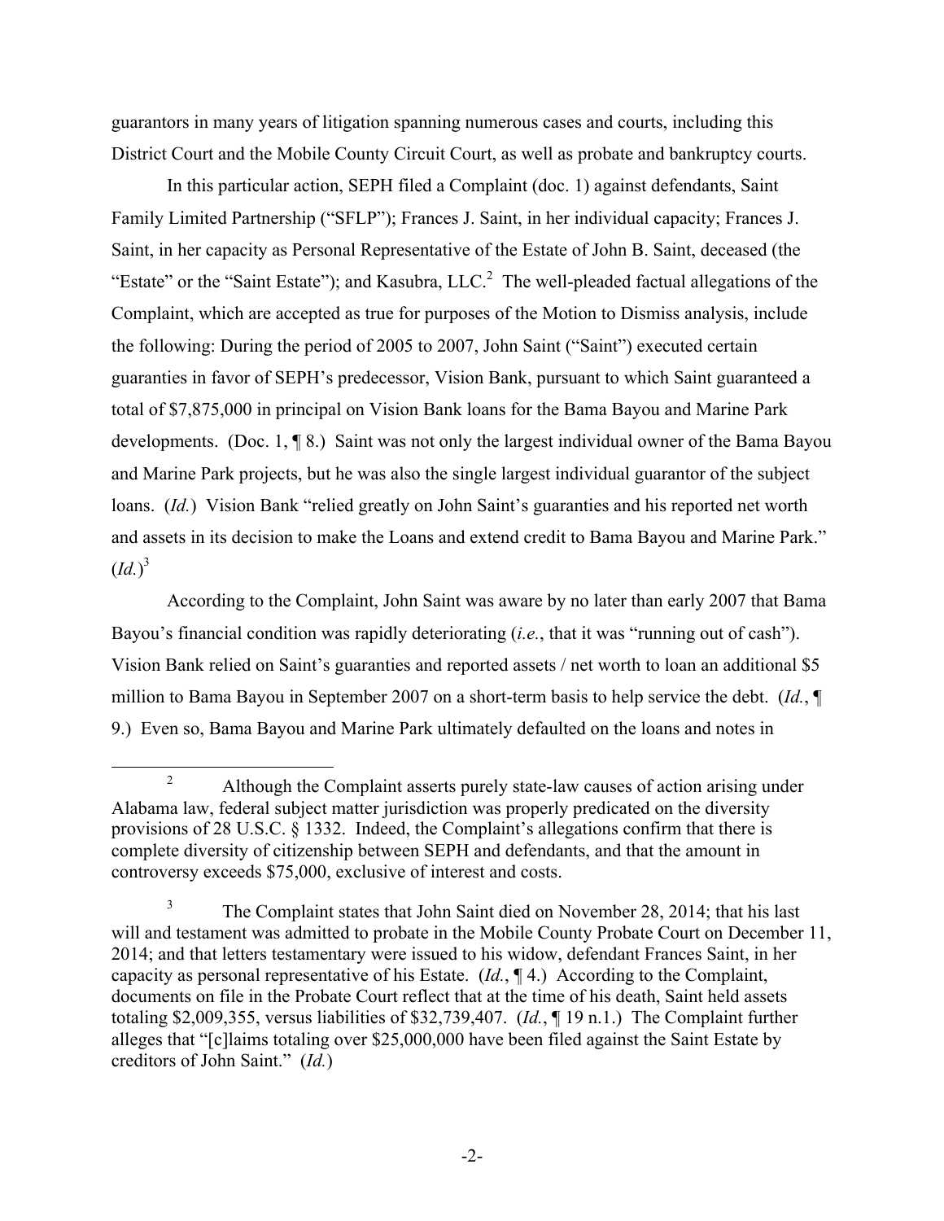guarantors in many years of litigation spanning numerous cases and courts, including this District Court and the Mobile County Circuit Court, as well as probate and bankruptcy courts.

In this particular action, SEPH filed a Complaint (doc. 1) against defendants, Saint Family Limited Partnership ("SFLP"); Frances J. Saint, in her individual capacity; Frances J. Saint, in her capacity as Personal Representative of the Estate of John B. Saint, deceased (the "Estate" or the "Saint Estate"); and Kasubra, LLC.[2] The well-pleaded factual allegations of the Complaint, which are accepted as true for purposes of the Motion to Dismiss analysis, include the following: During the period of 2005 to 2007, John Saint ("Saint") executed certain guaranties in favor of SEPH's predecessor, Vision Bank, pursuant to which Saint guaranteed a total of $7,875,000 in principal on Vision Bank loans for the Bama Bayou and Marine Park developments. (Doc. 1, ¶ 8.) Saint was not only the largest individual owner of the Bama Bayou and Marine Park projects, but he was also the single largest individual guarantor of the subject loans. (*Id.*) Vision Bank "relied greatly on John Saint's guaranties and his reported net worth and assets in its decision to make the Loans and extend credit to Bama Bayou and Marine Park." (*Id.*)[3]

According to the Complaint, John Saint was aware by no later than early 2007 that Bama Bayou's financial condition was rapidly deteriorating (*i.e.*, that it was "running out of cash"). Vision Bank relied on Saint's guaranties and reported assets / net worth to loan an additional $5 million to Bama Bayou in September 2007 on a short-term basis to help service the debt. (*Id.*, ¶ 9.) Even so, Bama Bayou and Marine Park ultimately defaulted on the loans and notes in

---

[2] Although the Complaint asserts purely state-law causes of action arising under Alabama law, federal subject matter jurisdiction was properly predicated on the diversity provisions of 28 U.S.C. § 1332. Indeed, the Complaint's allegations confirm that there is complete diversity of citizenship between SEPH and defendants, and that the amount in controversy exceeds $75,000, exclusive of interest and costs.

[3] The Complaint states that John Saint died on November 28, 2014; that his last will and testament was admitted to probate in the Mobile County Probate Court on December 11, 2014; and that letters testamentary were issued to his widow, defendant Frances Saint, in her capacity as personal representative of his Estate. (*Id.*, ¶ 4.) According to the Complaint, documents on file in the Probate Court reflect that at the time of his death, Saint held assets totaling $2,009,355, versus liabilities of $32,739,407. (*Id.*, ¶ 19 n.1.) The Complaint further alleges that "[c]laims totaling over $25,000,000 have been filed against the Saint Estate by creditors of John Saint." (*Id.*)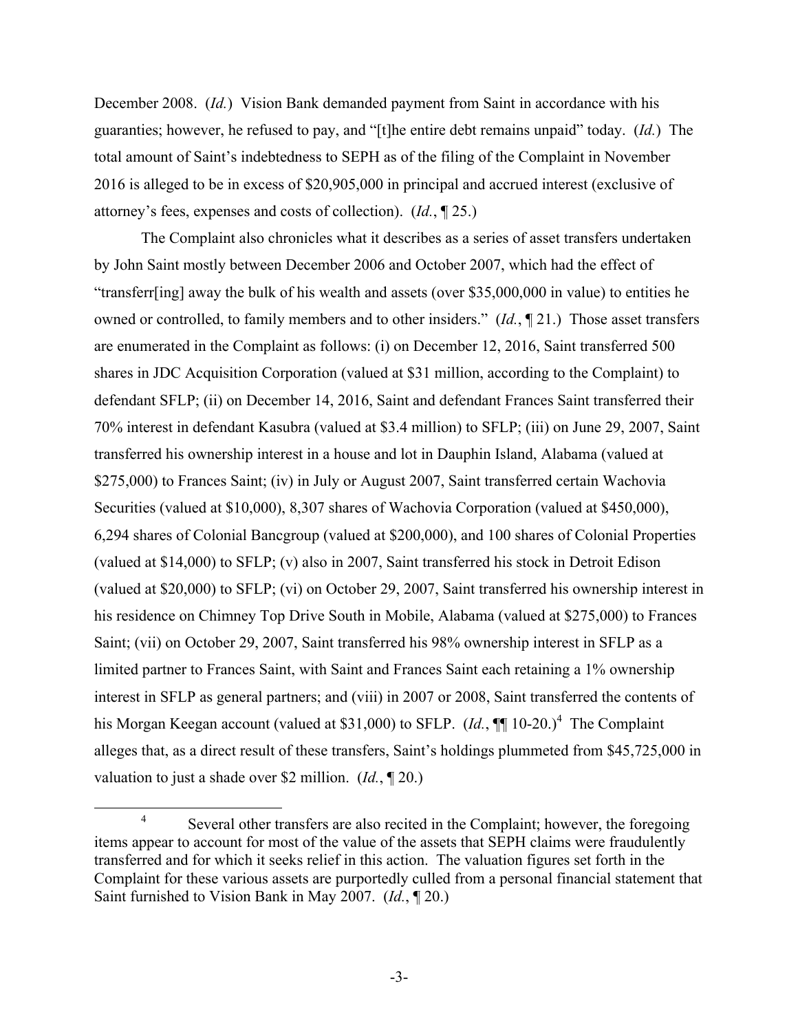December 2008. (*Id.*) Vision Bank demanded payment from Saint in accordance with his guaranties; however, he refused to pay, and "[t]he entire debt remains unpaid" today. (*Id.*) The total amount of Saint's indebtedness to SEPH as of the filing of the Complaint in November 2016 is alleged to be in excess of $20,905,000 in principal and accrued interest (exclusive of attorney's fees, expenses and costs of collection). (*Id.*, ¶ 25.)

The Complaint also chronicles what it describes as a series of asset transfers undertaken by John Saint mostly between December 2006 and October 2007, which had the effect of "transferr[ing] away the bulk of his wealth and assets (over $35,000,000 in value) to entities he owned or controlled, to family members and to other insiders." (*Id.*, ¶ 21.) Those asset transfers are enumerated in the Complaint as follows: (i) on December 12, 2016, Saint transferred 500 shares in JDC Acquisition Corporation (valued at $31 million, according to the Complaint) to defendant SFLP; (ii) on December 14, 2016, Saint and defendant Frances Saint transferred their 70% interest in defendant Kasubra (valued at $3.4 million) to SFLP; (iii) on June 29, 2007, Saint transferred his ownership interest in a house and lot in Dauphin Island, Alabama (valued at $275,000) to Frances Saint; (iv) in July or August 2007, Saint transferred certain Wachovia Securities (valued at $10,000), 8,307 shares of Wachovia Corporation (valued at $450,000), 6,294 shares of Colonial Bancgroup (valued at $200,000), and 100 shares of Colonial Properties (valued at $14,000) to SFLP; (v) also in 2007, Saint transferred his stock in Detroit Edison (valued at $20,000) to SFLP; (vi) on October 29, 2007, Saint transferred his ownership interest in his residence on Chimney Top Drive South in Mobile, Alabama (valued at $275,000) to Frances Saint; (vii) on October 29, 2007, Saint transferred his 98% ownership interest in SFLP as a limited partner to Frances Saint, with Saint and Frances Saint each retaining a 1% ownership interest in SFLP as general partners; and (viii) in 2007 or 2008, Saint transferred the contents of his Morgan Keegan account (valued at $31,000) to SFLP. (*Id.*, ¶¶ 10-20.)[4] The Complaint alleges that, as a direct result of these transfers, Saint's holdings plummeted from $45,725,000 in valuation to just a shade over $2 million. (*Id.*, ¶ 20.)

[4] Several other transfers are also recited in the Complaint; however, the foregoing items appear to account for most of the value of the assets that SEPH claims were fraudulently transferred and for which it seeks relief in this action. The valuation figures set forth in the Complaint for these various assets are purportedly culled from a personal financial statement that Saint furnished to Vision Bank in May 2007. (*Id.*, ¶ 20.)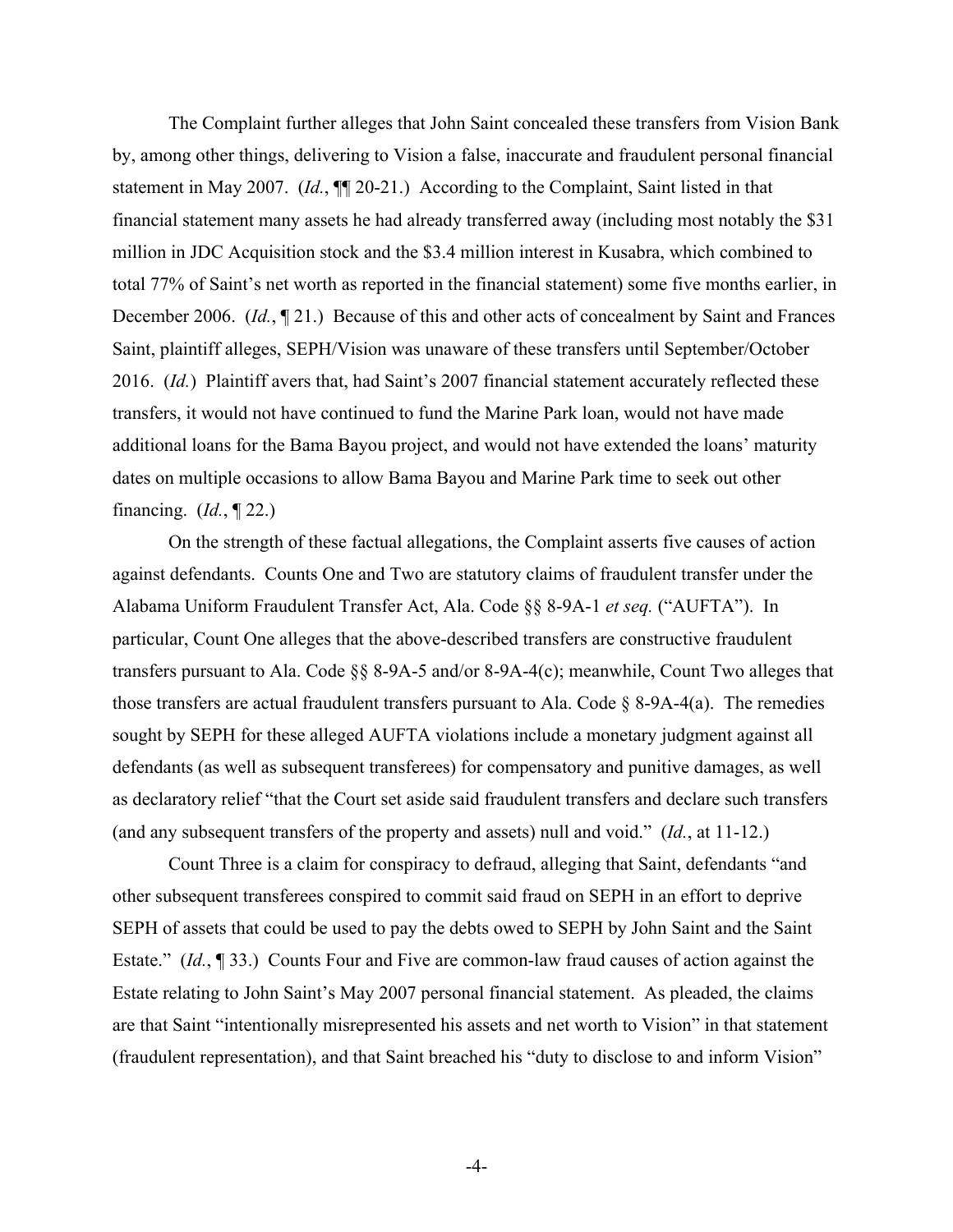The Complaint further alleges that John Saint concealed these transfers from Vision Bank by, among other things, delivering to Vision a false, inaccurate and fraudulent personal financial statement in May 2007. (*Id.*, ¶¶ 20-21.) According to the Complaint, Saint listed in that financial statement many assets he had already transferred away (including most notably the $31 million in JDC Acquisition stock and the $3.4 million interest in Kusabra, which combined to total 77% of Saint's net worth as reported in the financial statement) some five months earlier, in December 2006. (*Id.*, ¶ 21.) Because of this and other acts of concealment by Saint and Frances Saint, plaintiff alleges, SEPH/Vision was unaware of these transfers until September/October 2016. (*Id.*) Plaintiff avers that, had Saint's 2007 financial statement accurately reflected these transfers, it would not have continued to fund the Marine Park loan, would not have made additional loans for the Bama Bayou project, and would not have extended the loans' maturity dates on multiple occasions to allow Bama Bayou and Marine Park time to seek out other financing. (*Id.*, ¶ 22.)

On the strength of these factual allegations, the Complaint asserts five causes of action against defendants. Counts One and Two are statutory claims of fraudulent transfer under the Alabama Uniform Fraudulent Transfer Act, Ala. Code §§ 8-9A-1 *et seq.* ("AUFTA"). In particular, Count One alleges that the above-described transfers are constructive fraudulent transfers pursuant to Ala. Code §§ 8-9A-5 and/or 8-9A-4(c); meanwhile, Count Two alleges that those transfers are actual fraudulent transfers pursuant to Ala. Code § 8-9A-4(a). The remedies sought by SEPH for these alleged AUFTA violations include a monetary judgment against all defendants (as well as subsequent transferees) for compensatory and punitive damages, as well as declaratory relief "that the Court set aside said fraudulent transfers and declare such transfers (and any subsequent transfers of the property and assets) null and void." (*Id.*, at 11-12.)

Count Three is a claim for conspiracy to defraud, alleging that Saint, defendants "and other subsequent transferees conspired to commit said fraud on SEPH in an effort to deprive SEPH of assets that could be used to pay the debts owed to SEPH by John Saint and the Saint Estate." (*Id.*, ¶ 33.) Counts Four and Five are common-law fraud causes of action against the Estate relating to John Saint's May 2007 personal financial statement. As pleaded, the claims are that Saint "intentionally misrepresented his assets and net worth to Vision" in that statement (fraudulent representation), and that Saint breached his "duty to disclose to and inform Vision"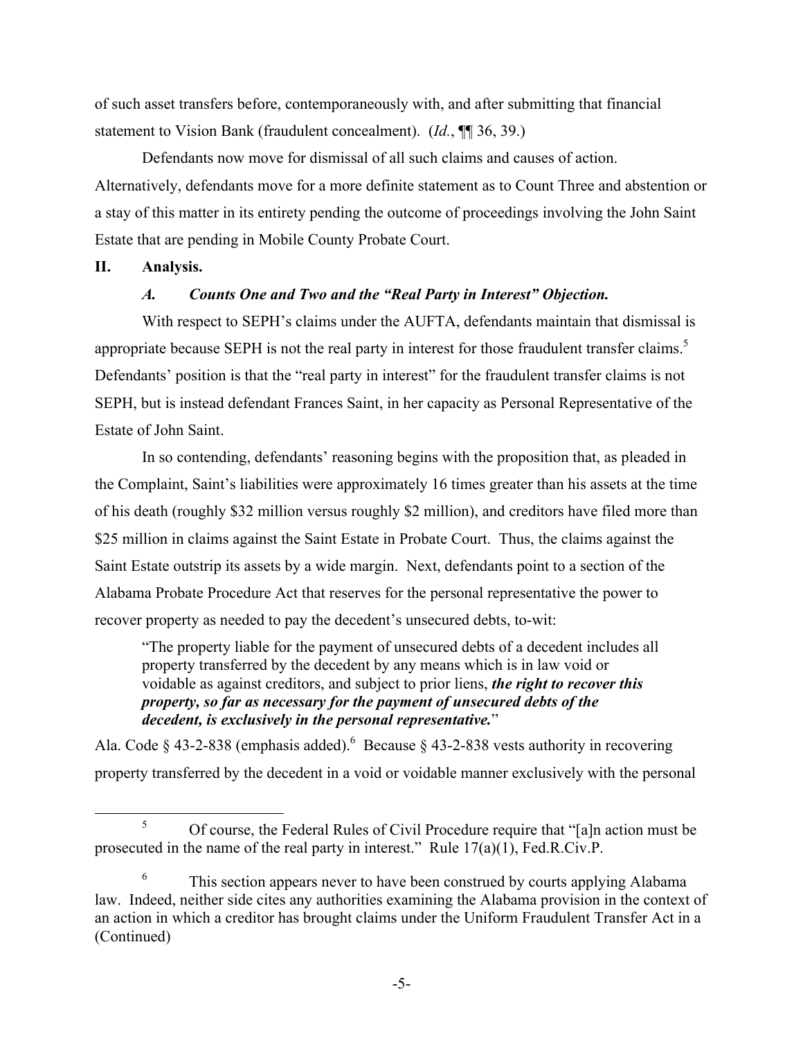of such asset transfers before, contemporaneously with, and after submitting that financial statement to Vision Bank (fraudulent concealment). (*Id.*, ¶¶ 36, 39.)

Defendants now move for dismissal of all such claims and causes of action. Alternatively, defendants move for a more definite statement as to Count Three and abstention or a stay of this matter in its entirety pending the outcome of proceedings involving the John Saint Estate that are pending in Mobile County Probate Court.

## II. Analysis.

### *A. Counts One and Two and the "Real Party in Interest" Objection.*

With respect to SEPH's claims under the AUFTA, defendants maintain that dismissal is appropriate because SEPH is not the real party in interest for those fraudulent transfer claims.[5] Defendants' position is that the "real party in interest" for the fraudulent transfer claims is not SEPH, but is instead defendant Frances Saint, in her capacity as Personal Representative of the Estate of John Saint.

In so contending, defendants' reasoning begins with the proposition that, as pleaded in the Complaint, Saint's liabilities were approximately 16 times greater than his assets at the time of his death (roughly $32 million versus roughly $2 million), and creditors have filed more than $25 million in claims against the Saint Estate in Probate Court. Thus, the claims against the Saint Estate outstrip its assets by a wide margin. Next, defendants point to a section of the Alabama Probate Procedure Act that reserves for the personal representative the power to recover property as needed to pay the decedent's unsecured debts, to-wit:

> "The property liable for the payment of unsecured debts of a decedent includes all property transferred by the decedent by any means which is in law void or voidable as against creditors, and subject to prior liens, ***the right to recover this property, so far as necessary for the payment of unsecured debts of the decedent, is exclusively in the personal representative.***"

Ala. Code § 43-2-838 (emphasis added).[6] Because § 43-2-838 vests authority in recovering property transferred by the decedent in a void or voidable manner exclusively with the personal

---

[5] Of course, the Federal Rules of Civil Procedure require that "[a]n action must be prosecuted in the name of the real party in interest." Rule 17(a)(1), Fed.R.Civ.P.

[6] This section appears never to have been construed by courts applying Alabama law. Indeed, neither side cites any authorities examining the Alabama provision in the context of an action in which a creditor has brought claims under the Uniform Fraudulent Transfer Act in a (Continued)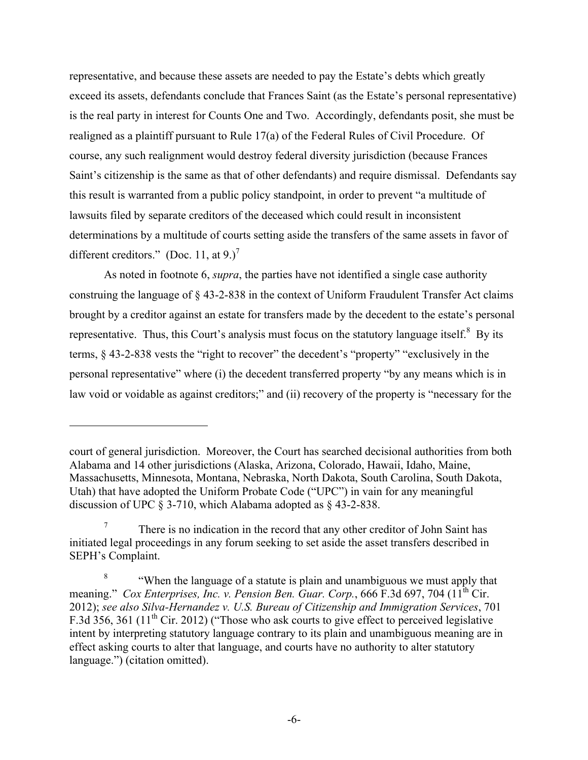representative, and because these assets are needed to pay the Estate's debts which greatly exceed its assets, defendants conclude that Frances Saint (as the Estate's personal representative) is the real party in interest for Counts One and Two. Accordingly, defendants posit, she must be realigned as a plaintiff pursuant to Rule 17(a) of the Federal Rules of Civil Procedure. Of course, any such realignment would destroy federal diversity jurisdiction (because Frances Saint's citizenship is the same as that of other defendants) and require dismissal. Defendants say this result is warranted from a public policy standpoint, in order to prevent "a multitude of lawsuits filed by separate creditors of the deceased which could result in inconsistent determinations by a multitude of courts setting aside the transfers of the same assets in favor of different creditors." (Doc. 11, at 9.)[7]

As noted in footnote 6, *supra*, the parties have not identified a single case authority construing the language of § 43-2-838 in the context of Uniform Fraudulent Transfer Act claims brought by a creditor against an estate for transfers made by the decedent to the estate's personal representative. Thus, this Court's analysis must focus on the statutory language itself.[8] By its terms, § 43-2-838 vests the "right to recover" the decedent's "property" "exclusively in the personal representative" where (i) the decedent transferred property "by any means which is in law void or voidable as against creditors;" and (ii) recovery of the property is "necessary for the

---

court of general jurisdiction. Moreover, the Court has searched decisional authorities from both Alabama and 14 other jurisdictions (Alaska, Arizona, Colorado, Hawaii, Idaho, Maine, Massachusetts, Minnesota, Montana, Nebraska, North Dakota, South Carolina, South Dakota, Utah) that have adopted the Uniform Probate Code ("UPC") in vain for any meaningful discussion of UPC § 3-710, which Alabama adopted as § 43-2-838.

[7] There is no indication in the record that any other creditor of John Saint has initiated legal proceedings in any forum seeking to set aside the asset transfers described in SEPH's Complaint.

[8] "When the language of a statute is plain and unambiguous we must apply that meaning." *Cox Enterprises, Inc. v. Pension Ben. Guar. Corp.*, 666 F.3d 697, 704 (11th Cir. 2012); *see also Silva-Hernandez v. U.S. Bureau of Citizenship and Immigration Services*, 701 F.3d 356, 361 (11th Cir. 2012) ("Those who ask courts to give effect to perceived legislative intent by interpreting statutory language contrary to its plain and unambiguous meaning are in effect asking courts to alter that language, and courts have no authority to alter statutory language.") (citation omitted).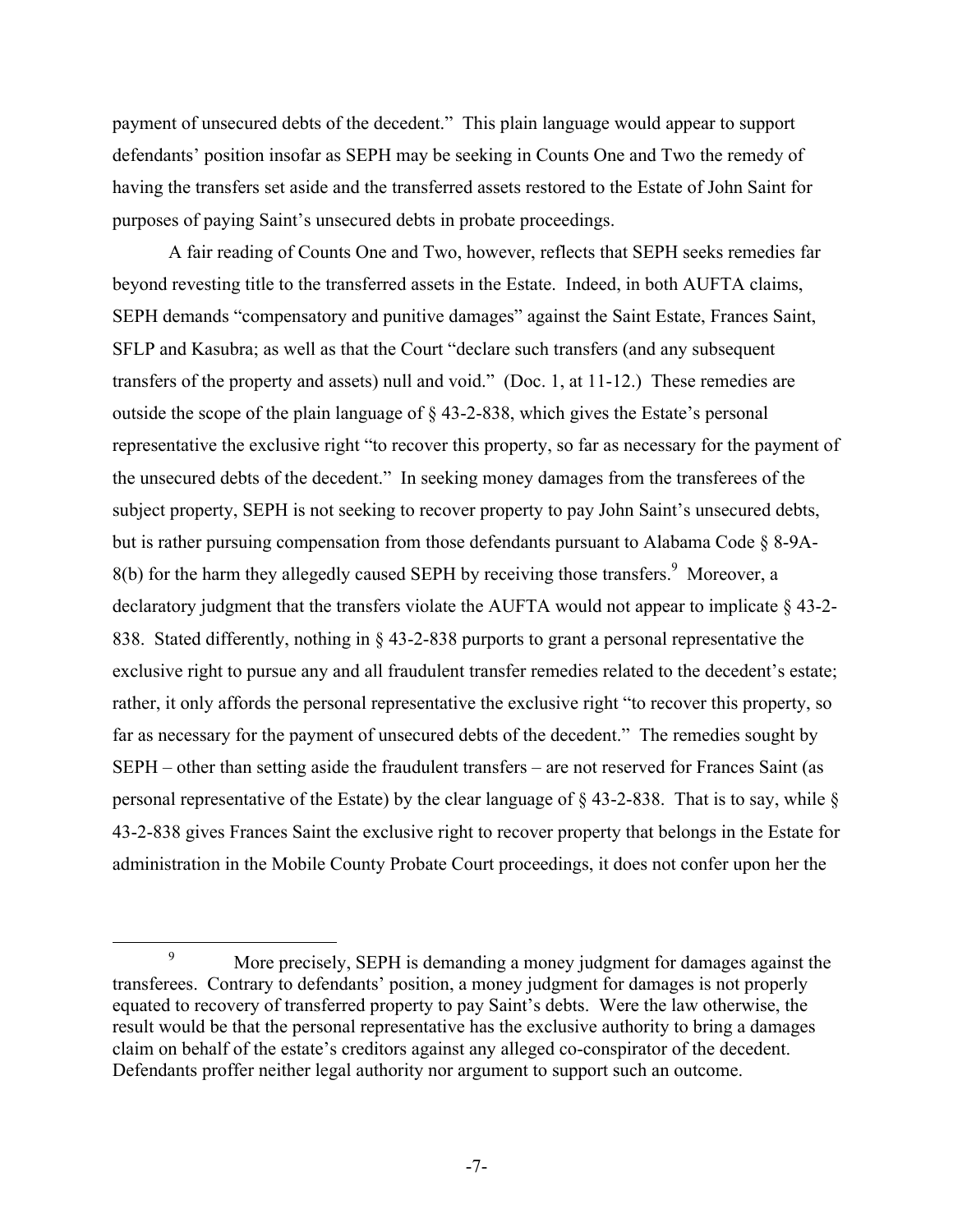payment of unsecured debts of the decedent." This plain language would appear to support defendants' position insofar as SEPH may be seeking in Counts One and Two the remedy of having the transfers set aside and the transferred assets restored to the Estate of John Saint for purposes of paying Saint's unsecured debts in probate proceedings.

A fair reading of Counts One and Two, however, reflects that SEPH seeks remedies far beyond revesting title to the transferred assets in the Estate. Indeed, in both AUFTA claims, SEPH demands "compensatory and punitive damages" against the Saint Estate, Frances Saint, SFLP and Kasubra; as well as that the Court "declare such transfers (and any subsequent transfers of the property and assets) null and void." (Doc. 1, at 11-12.) These remedies are outside the scope of the plain language of § 43-2-838, which gives the Estate's personal representative the exclusive right "to recover this property, so far as necessary for the payment of the unsecured debts of the decedent." In seeking money damages from the transferees of the subject property, SEPH is not seeking to recover property to pay John Saint's unsecured debts, but is rather pursuing compensation from those defendants pursuant to Alabama Code § 8-9A-8(b) for the harm they allegedly caused SEPH by receiving those transfers.[9] Moreover, a declaratory judgment that the transfers violate the AUFTA would not appear to implicate § 43-2-838. Stated differently, nothing in § 43-2-838 purports to grant a personal representative the exclusive right to pursue any and all fraudulent transfer remedies related to the decedent's estate; rather, it only affords the personal representative the exclusive right "to recover this property, so far as necessary for the payment of unsecured debts of the decedent." The remedies sought by SEPH – other than setting aside the fraudulent transfers – are not reserved for Frances Saint (as personal representative of the Estate) by the clear language of § 43-2-838. That is to say, while § 43-2-838 gives Frances Saint the exclusive right to recover property that belongs in the Estate for administration in the Mobile County Probate Court proceedings, it does not confer upon her the

[9] More precisely, SEPH is demanding a money judgment for damages against the transferees. Contrary to defendants' position, a money judgment for damages is not properly equated to recovery of transferred property to pay Saint's debts. Were the law otherwise, the result would be that the personal representative has the exclusive authority to bring a damages claim on behalf of the estate's creditors against any alleged co-conspirator of the decedent. Defendants proffer neither legal authority nor argument to support such an outcome.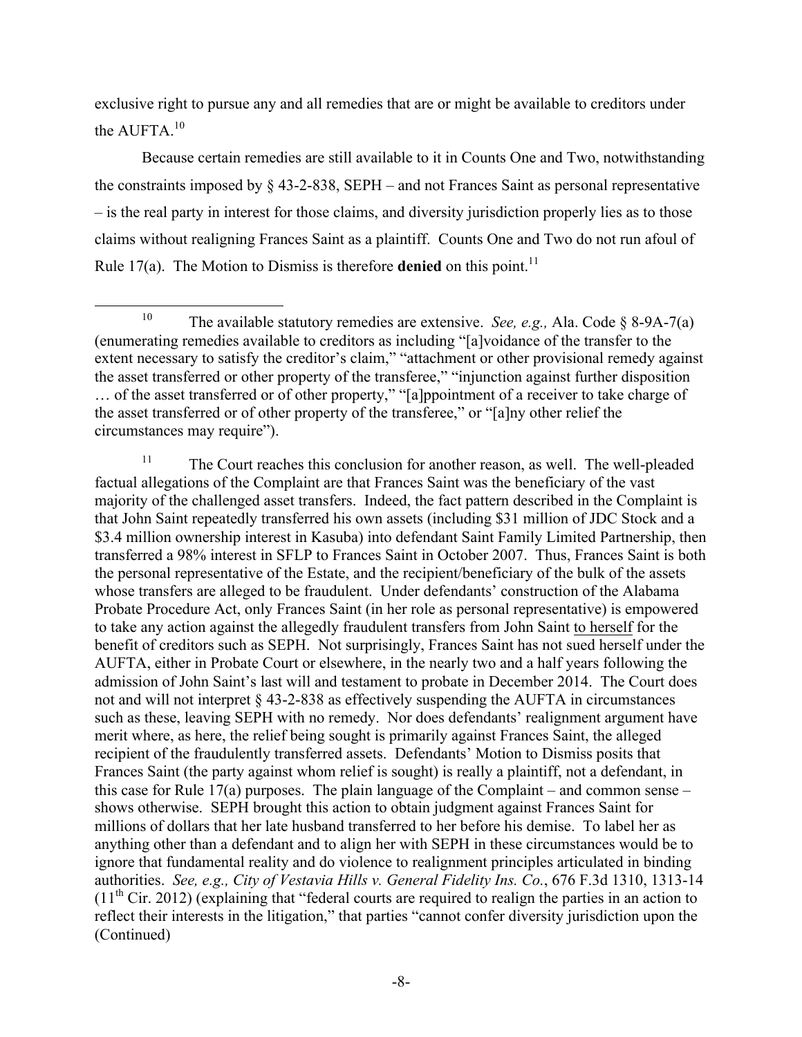exclusive right to pursue any and all remedies that are or might be available to creditors under the AUFTA.[10]

Because certain remedies are still available to it in Counts One and Two, notwithstanding the constraints imposed by § 43-2-838, SEPH – and not Frances Saint as personal representative – is the real party in interest for those claims, and diversity jurisdiction properly lies as to those claims without realigning Frances Saint as a plaintiff. Counts One and Two do not run afoul of Rule 17(a). The Motion to Dismiss is therefore **denied** on this point.[11]

---

[10] The available statutory remedies are extensive. *See, e.g.,* Ala. Code § 8-9A-7(a) (enumerating remedies available to creditors as including "[a]voidance of the transfer to the extent necessary to satisfy the creditor's claim," "attachment or other provisional remedy against the asset transferred or other property of the transferee," "injunction against further disposition … of the asset transferred or of other property," "[a]ppointment of a receiver to take charge of the asset transferred or of other property of the transferee," or "[a]ny other relief the circumstances may require").

[11] The Court reaches this conclusion for another reason, as well. The well-pleaded factual allegations of the Complaint are that Frances Saint was the beneficiary of the vast majority of the challenged asset transfers. Indeed, the fact pattern described in the Complaint is that John Saint repeatedly transferred his own assets (including $31 million of JDC Stock and a $3.4 million ownership interest in Kasuba) into defendant Saint Family Limited Partnership, then transferred a 98% interest in SFLP to Frances Saint in October 2007. Thus, Frances Saint is both the personal representative of the Estate, and the recipient/beneficiary of the bulk of the assets whose transfers are alleged to be fraudulent. Under defendants' construction of the Alabama Probate Procedure Act, only Frances Saint (in her role as personal representative) is empowered to take any action against the allegedly fraudulent transfers from John Saint to herself for the benefit of creditors such as SEPH. Not surprisingly, Frances Saint has not sued herself under the AUFTA, either in Probate Court or elsewhere, in the nearly two and a half years following the admission of John Saint's last will and testament to probate in December 2014. The Court does not and will not interpret § 43-2-838 as effectively suspending the AUFTA in circumstances such as these, leaving SEPH with no remedy. Nor does defendants' realignment argument have merit where, as here, the relief being sought is primarily against Frances Saint, the alleged recipient of the fraudulently transferred assets. Defendants' Motion to Dismiss posits that Frances Saint (the party against whom relief is sought) is really a plaintiff, not a defendant, in this case for Rule 17(a) purposes. The plain language of the Complaint – and common sense – shows otherwise. SEPH brought this action to obtain judgment against Frances Saint for millions of dollars that her late husband transferred to her before his demise. To label her as anything other than a defendant and to align her with SEPH in these circumstances would be to ignore that fundamental reality and do violence to realignment principles articulated in binding authorities. *See, e.g., City of Vestavia Hills v. General Fidelity Ins. Co.*, 676 F.3d 1310, 1313-14 (11th Cir. 2012) (explaining that "federal courts are required to realign the parties in an action to reflect their interests in the litigation," that parties "cannot confer diversity jurisdiction upon the (Continued)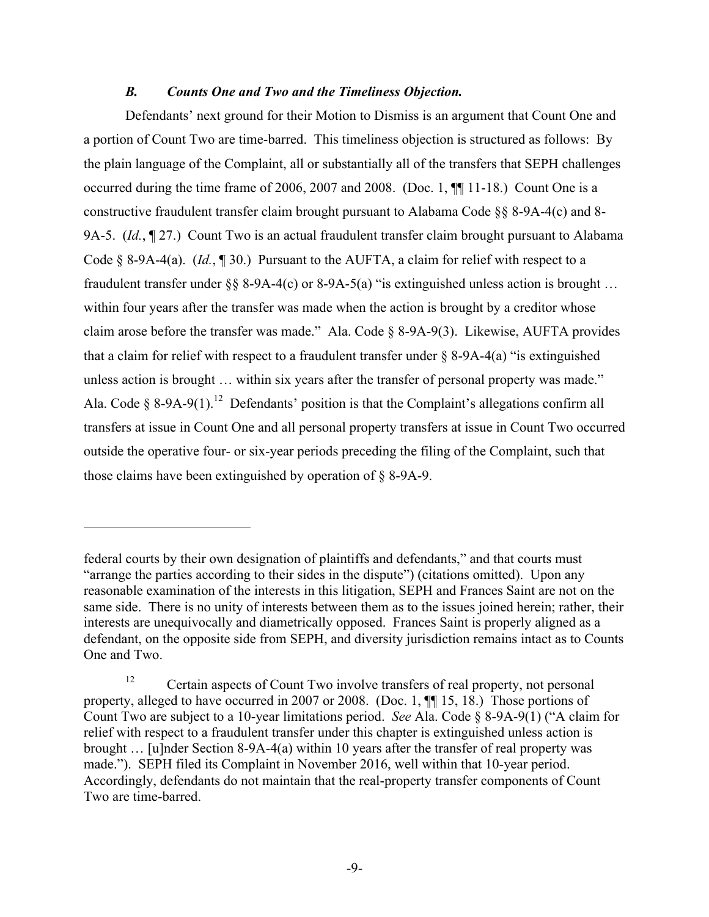### *B. Counts One and Two and the Timeliness Objection.*

Defendants' next ground for their Motion to Dismiss is an argument that Count One and a portion of Count Two are time-barred. This timeliness objection is structured as follows: By the plain language of the Complaint, all or substantially all of the transfers that SEPH challenges occurred during the time frame of 2006, 2007 and 2008. (Doc. 1, ¶¶ 11-18.) Count One is a constructive fraudulent transfer claim brought pursuant to Alabama Code §§ 8-9A-4(c) and 8-9A-5. (*Id.*, ¶ 27.) Count Two is an actual fraudulent transfer claim brought pursuant to Alabama Code § 8-9A-4(a). (*Id.*, ¶ 30.) Pursuant to the AUFTA, a claim for relief with respect to a fraudulent transfer under §§ 8-9A-4(c) or 8-9A-5(a) "is extinguished unless action is brought … within four years after the transfer was made when the action is brought by a creditor whose claim arose before the transfer was made." Ala. Code § 8-9A-9(3). Likewise, AUFTA provides that a claim for relief with respect to a fraudulent transfer under § 8-9A-4(a) "is extinguished unless action is brought … within six years after the transfer of personal property was made." Ala. Code § 8-9A-9(1).[12] Defendants' position is that the Complaint's allegations confirm all transfers at issue in Count One and all personal property transfers at issue in Count Two occurred outside the operative four- or six-year periods preceding the filing of the Complaint, such that those claims have been extinguished by operation of § 8-9A-9.

---

federal courts by their own designation of plaintiffs and defendants," and that courts must "arrange the parties according to their sides in the dispute") (citations omitted). Upon any reasonable examination of the interests in this litigation, SEPH and Frances Saint are not on the same side. There is no unity of interests between them as to the issues joined herein; rather, their interests are unequivocally and diametrically opposed. Frances Saint is properly aligned as a defendant, on the opposite side from SEPH, and diversity jurisdiction remains intact as to Counts One and Two.

[12] Certain aspects of Count Two involve transfers of real property, not personal property, alleged to have occurred in 2007 or 2008. (Doc. 1, ¶¶ 15, 18.) Those portions of Count Two are subject to a 10-year limitations period. *See* Ala. Code § 8-9A-9(1) ("A claim for relief with respect to a fraudulent transfer under this chapter is extinguished unless action is brought … [u]nder Section 8-9A-4(a) within 10 years after the transfer of real property was made."). SEPH filed its Complaint in November 2016, well within that 10-year period. Accordingly, defendants do not maintain that the real-property transfer components of Count Two are time-barred.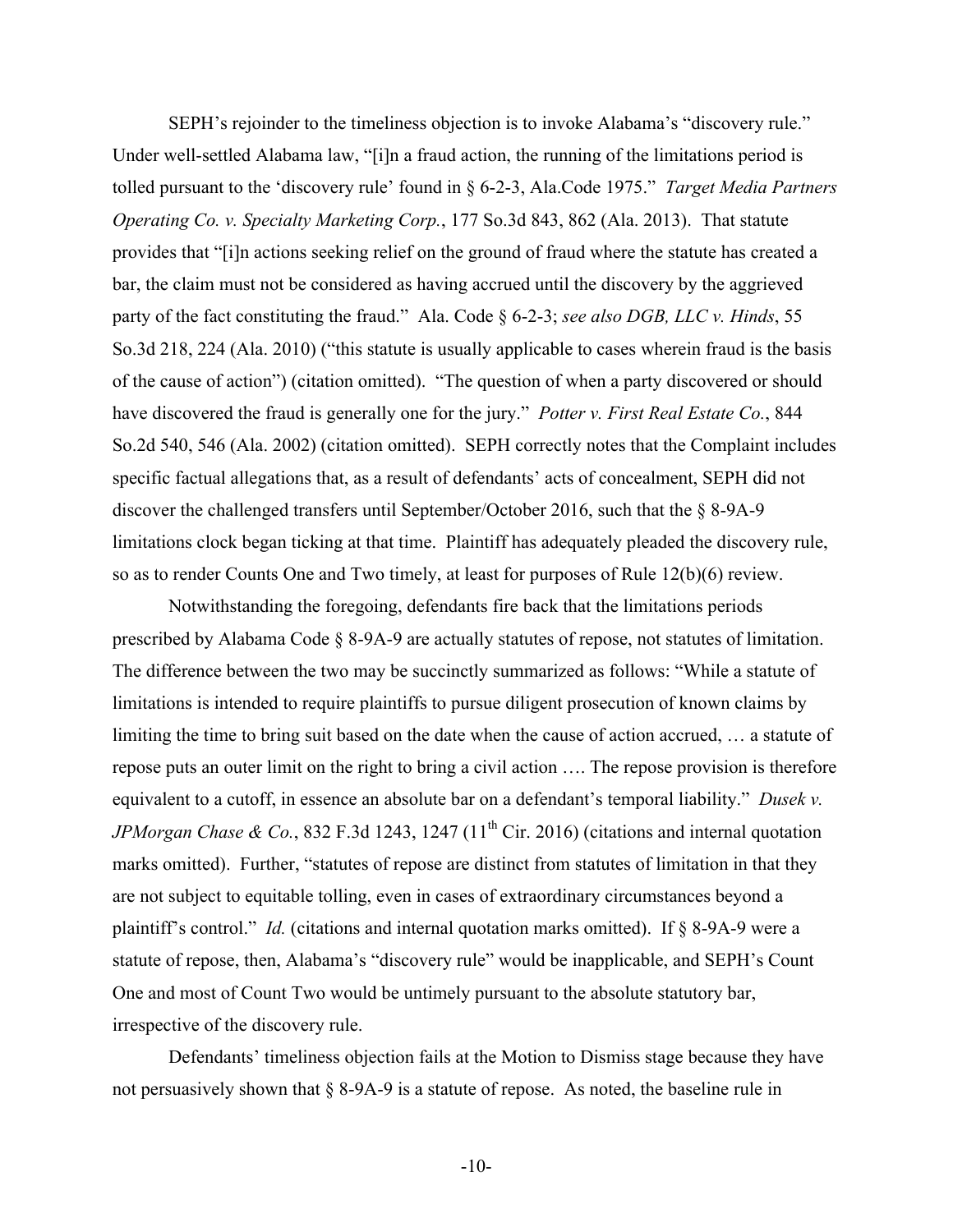SEPH's rejoinder to the timeliness objection is to invoke Alabama's "discovery rule." Under well-settled Alabama law, "[i]n a fraud action, the running of the limitations period is tolled pursuant to the 'discovery rule' found in § 6-2-3, Ala.Code 1975." *Target Media Partners Operating Co. v. Specialty Marketing Corp.*, 177 So.3d 843, 862 (Ala. 2013). That statute provides that "[i]n actions seeking relief on the ground of fraud where the statute has created a bar, the claim must not be considered as having accrued until the discovery by the aggrieved party of the fact constituting the fraud." Ala. Code § 6-2-3; *see also DGB, LLC v. Hinds*, 55 So.3d 218, 224 (Ala. 2010) ("this statute is usually applicable to cases wherein fraud is the basis of the cause of action") (citation omitted). "The question of when a party discovered or should have discovered the fraud is generally one for the jury." *Potter v. First Real Estate Co.*, 844 So.2d 540, 546 (Ala. 2002) (citation omitted). SEPH correctly notes that the Complaint includes specific factual allegations that, as a result of defendants' acts of concealment, SEPH did not discover the challenged transfers until September/October 2016, such that the § 8-9A-9 limitations clock began ticking at that time. Plaintiff has adequately pleaded the discovery rule, so as to render Counts One and Two timely, at least for purposes of Rule 12(b)(6) review.

Notwithstanding the foregoing, defendants fire back that the limitations periods prescribed by Alabama Code § 8-9A-9 are actually statutes of repose, not statutes of limitation. The difference between the two may be succinctly summarized as follows: "While a statute of limitations is intended to require plaintiffs to pursue diligent prosecution of known claims by limiting the time to bring suit based on the date when the cause of action accrued, … a statute of repose puts an outer limit on the right to bring a civil action …. The repose provision is therefore equivalent to a cutoff, in essence an absolute bar on a defendant's temporal liability." *Dusek v. JPMorgan Chase & Co.*, 832 F.3d 1243, 1247 (11th Cir. 2016) (citations and internal quotation marks omitted). Further, "statutes of repose are distinct from statutes of limitation in that they are not subject to equitable tolling, even in cases of extraordinary circumstances beyond a plaintiff's control." *Id.* (citations and internal quotation marks omitted). If § 8-9A-9 were a statute of repose, then, Alabama's "discovery rule" would be inapplicable, and SEPH's Count One and most of Count Two would be untimely pursuant to the absolute statutory bar, irrespective of the discovery rule.

Defendants' timeliness objection fails at the Motion to Dismiss stage because they have not persuasively shown that § 8-9A-9 is a statute of repose. As noted, the baseline rule in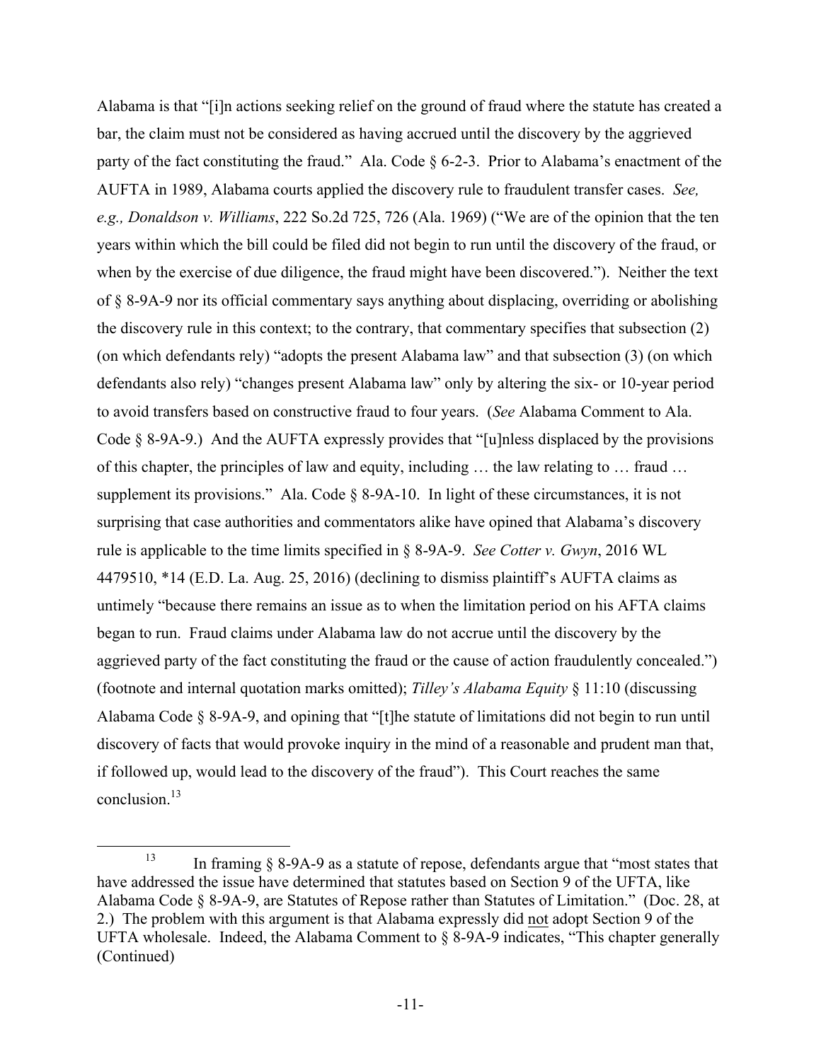Alabama is that "[i]n actions seeking relief on the ground of fraud where the statute has created a bar, the claim must not be considered as having accrued until the discovery by the aggrieved party of the fact constituting the fraud." Ala. Code § 6-2-3. Prior to Alabama's enactment of the AUFTA in 1989, Alabama courts applied the discovery rule to fraudulent transfer cases. *See, e.g., Donaldson v. Williams*, 222 So.2d 725, 726 (Ala. 1969) ("We are of the opinion that the ten years within which the bill could be filed did not begin to run until the discovery of the fraud, or when by the exercise of due diligence, the fraud might have been discovered."). Neither the text of § 8-9A-9 nor its official commentary says anything about displacing, overriding or abolishing the discovery rule in this context; to the contrary, that commentary specifies that subsection (2) (on which defendants rely) "adopts the present Alabama law" and that subsection (3) (on which defendants also rely) "changes present Alabama law" only by altering the six- or 10-year period to avoid transfers based on constructive fraud to four years. (*See* Alabama Comment to Ala. Code § 8-9A-9.) And the AUFTA expressly provides that "[u]nless displaced by the provisions of this chapter, the principles of law and equity, including … the law relating to … fraud … supplement its provisions." Ala. Code § 8-9A-10. In light of these circumstances, it is not surprising that case authorities and commentators alike have opined that Alabama's discovery rule is applicable to the time limits specified in § 8-9A-9. *See Cotter v. Gwyn*, 2016 WL 4479510, *14 (E.D. La. Aug. 25, 2016) (declining to dismiss plaintiff's AUFTA claims as untimely "because there remains an issue as to when the limitation period on his AFTA claims began to run. Fraud claims under Alabama law do not accrue until the discovery by the aggrieved party of the fact constituting the fraud or the cause of action fraudulently concealed.") (footnote and internal quotation marks omitted); *Tilley's Alabama Equity* § 11:10 (discussing Alabama Code § 8-9A-9, and opining that "[t]he statute of limitations did not begin to run until discovery of facts that would provoke inquiry in the mind of a reasonable and prudent man that, if followed up, would lead to the discovery of the fraud"). This Court reaches the same conclusion.[13]

---

[13] In framing § 8-9A-9 as a statute of repose, defendants argue that "most states that have addressed the issue have determined that statutes based on Section 9 of the UFTA, like Alabama Code § 8-9A-9, are Statutes of Repose rather than Statutes of Limitation." (Doc. 28, at 2.) The problem with this argument is that Alabama expressly did not adopt Section 9 of the UFTA wholesale. Indeed, the Alabama Comment to § 8-9A-9 indicates, "This chapter generally (Continued)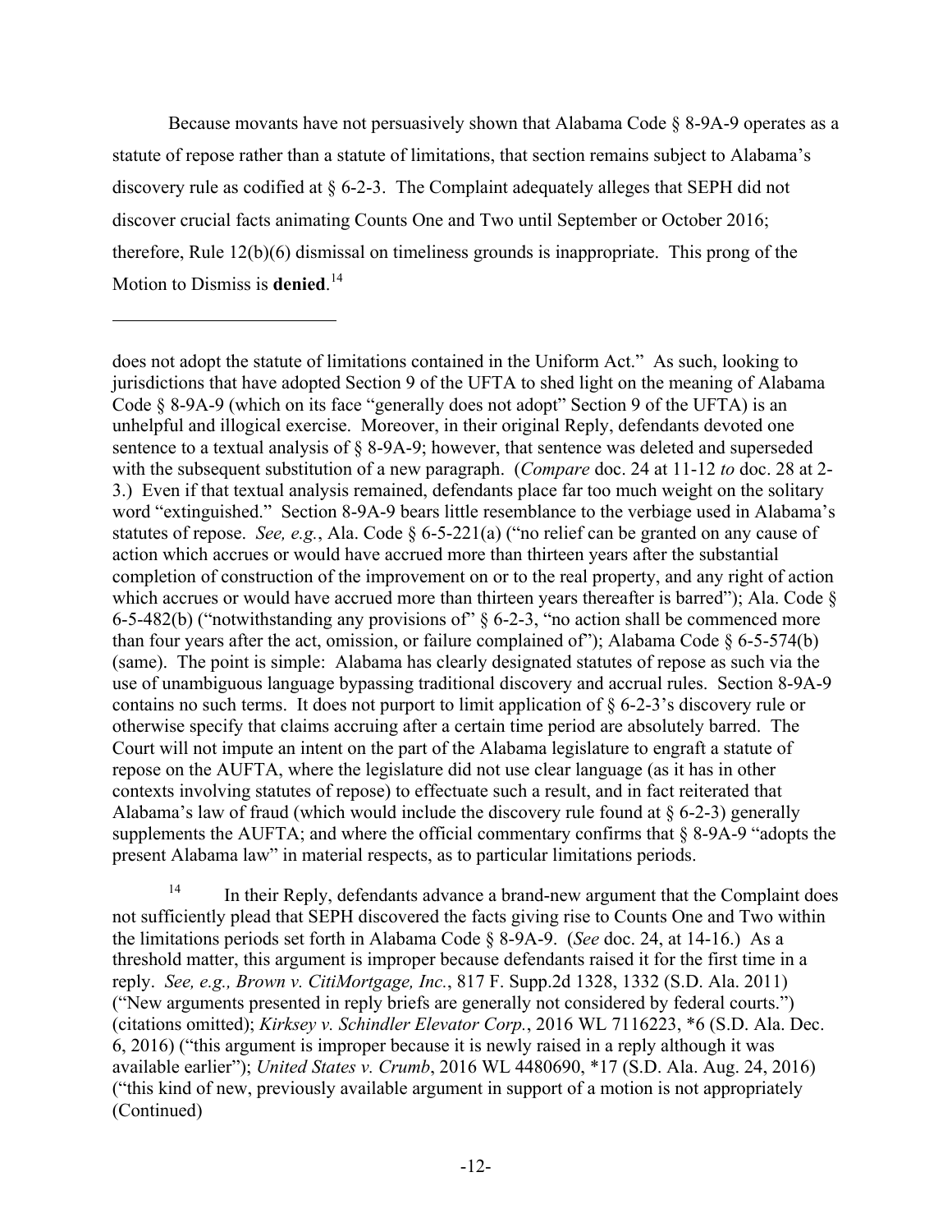Because movants have not persuasively shown that Alabama Code § 8-9A-9 operates as a statute of repose rather than a statute of limitations, that section remains subject to Alabama's discovery rule as codified at § 6-2-3. The Complaint adequately alleges that SEPH did not discover crucial facts animating Counts One and Two until September or October 2016; therefore, Rule 12(b)(6) dismissal on timeliness grounds is inappropriate. This prong of the Motion to Dismiss is **denied**.[14]

---

does not adopt the statute of limitations contained in the Uniform Act." As such, looking to jurisdictions that have adopted Section 9 of the UFTA to shed light on the meaning of Alabama Code § 8-9A-9 (which on its face "generally does not adopt" Section 9 of the UFTA) is an unhelpful and illogical exercise. Moreover, in their original Reply, defendants devoted one sentence to a textual analysis of § 8-9A-9; however, that sentence was deleted and superseded with the subsequent substitution of a new paragraph. (*Compare* doc. 24 at 11-12 *to* doc. 28 at 2-3.) Even if that textual analysis remained, defendants place far too much weight on the solitary word "extinguished." Section 8-9A-9 bears little resemblance to the verbiage used in Alabama's statutes of repose. *See, e.g.*, Ala. Code § 6-5-221(a) ("no relief can be granted on any cause of action which accrues or would have accrued more than thirteen years after the substantial completion of construction of the improvement on or to the real property, and any right of action which accrues or would have accrued more than thirteen years thereafter is barred"); Ala. Code § 6-5-482(b) ("notwithstanding any provisions of" § 6-2-3, "no action shall be commenced more than four years after the act, omission, or failure complained of"); Alabama Code § 6-5-574(b) (same). The point is simple: Alabama has clearly designated statutes of repose as such via the use of unambiguous language bypassing traditional discovery and accrual rules. Section 8-9A-9 contains no such terms. It does not purport to limit application of § 6-2-3's discovery rule or otherwise specify that claims accruing after a certain time period are absolutely barred. The Court will not impute an intent on the part of the Alabama legislature to engraft a statute of repose on the AUFTA, where the legislature did not use clear language (as it has in other contexts involving statutes of repose) to effectuate such a result, and in fact reiterated that Alabama's law of fraud (which would include the discovery rule found at § 6-2-3) generally supplements the AUFTA; and where the official commentary confirms that § 8-9A-9 "adopts the present Alabama law" in material respects, as to particular limitations periods.

[14] In their Reply, defendants advance a brand-new argument that the Complaint does not sufficiently plead that SEPH discovered the facts giving rise to Counts One and Two within the limitations periods set forth in Alabama Code § 8-9A-9. (*See* doc. 24, at 14-16.) As a threshold matter, this argument is improper because defendants raised it for the first time in a reply. *See, e.g., Brown v. CitiMortgage, Inc.*, 817 F. Supp.2d 1328, 1332 (S.D. Ala. 2011) ("New arguments presented in reply briefs are generally not considered by federal courts.") (citations omitted); *Kirksey v. Schindler Elevator Corp.*, 2016 WL 7116223, *6 (S.D. Ala. Dec. 6, 2016) ("this argument is improper because it is newly raised in a reply although it was available earlier"); *United States v. Crumb*, 2016 WL 4480690, *17 (S.D. Ala. Aug. 24, 2016) ("this kind of new, previously available argument in support of a motion is not appropriately (Continued)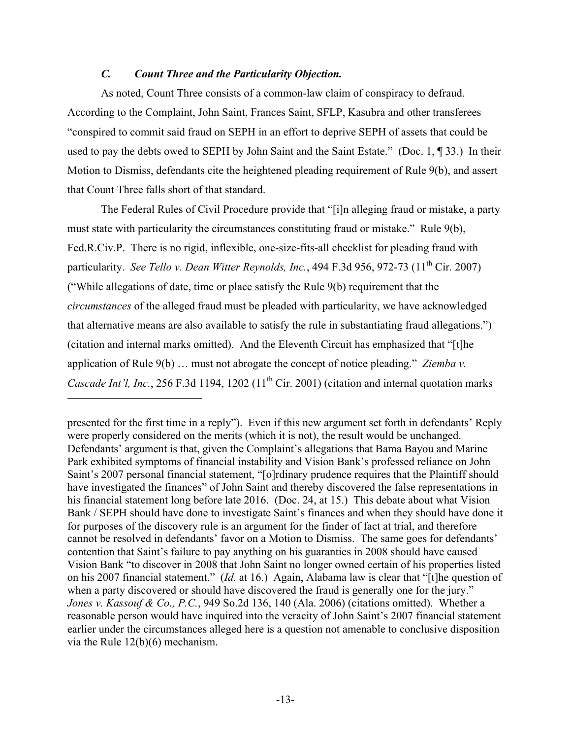### *C. Count Three and the Particularity Objection.*

As noted, Count Three consists of a common-law claim of conspiracy to defraud. According to the Complaint, John Saint, Frances Saint, SFLP, Kasubra and other transferees "conspired to commit said fraud on SEPH in an effort to deprive SEPH of assets that could be used to pay the debts owed to SEPH by John Saint and the Saint Estate." (Doc. 1, ¶ 33.) In their Motion to Dismiss, defendants cite the heightened pleading requirement of Rule 9(b), and assert that Count Three falls short of that standard.

The Federal Rules of Civil Procedure provide that "[i]n alleging fraud or mistake, a party must state with particularity the circumstances constituting fraud or mistake." Rule 9(b), Fed.R.Civ.P. There is no rigid, inflexible, one-size-fits-all checklist for pleading fraud with particularity. *See Tello v. Dean Witter Reynolds, Inc.*, 494 F.3d 956, 972-73 (11th Cir. 2007) ("While allegations of date, time or place satisfy the Rule 9(b) requirement that the *circumstances* of the alleged fraud must be pleaded with particularity, we have acknowledged that alternative means are also available to satisfy the rule in substantiating fraud allegations.") (citation and internal marks omitted). And the Eleventh Circuit has emphasized that "[t]he application of Rule 9(b) … must not abrogate the concept of notice pleading." *Ziemba v. Cascade Int'l, Inc.*, 256 F.3d 1194, 1202 (11th Cir. 2001) (citation and internal quotation marks

---

presented for the first time in a reply"). Even if this new argument set forth in defendants' Reply were properly considered on the merits (which it is not), the result would be unchanged. Defendants' argument is that, given the Complaint's allegations that Bama Bayou and Marine Park exhibited symptoms of financial instability and Vision Bank's professed reliance on John Saint's 2007 personal financial statement, "[o]rdinary prudence requires that the Plaintiff should have investigated the finances" of John Saint and thereby discovered the false representations in his financial statement long before late 2016. (Doc. 24, at 15.) This debate about what Vision Bank / SEPH should have done to investigate Saint's finances and when they should have done it for purposes of the discovery rule is an argument for the finder of fact at trial, and therefore cannot be resolved in defendants' favor on a Motion to Dismiss. The same goes for defendants' contention that Saint's failure to pay anything on his guaranties in 2008 should have caused Vision Bank "to discover in 2008 that John Saint no longer owned certain of his properties listed on his 2007 financial statement." (*Id.* at 16.) Again, Alabama law is clear that "[t]he question of when a party discovered or should have discovered the fraud is generally one for the jury." *Jones v. Kassouf & Co., P.C.*, 949 So.2d 136, 140 (Ala. 2006) (citations omitted). Whether a reasonable person would have inquired into the veracity of John Saint's 2007 financial statement earlier under the circumstances alleged here is a question not amenable to conclusive disposition via the Rule 12(b)(6) mechanism.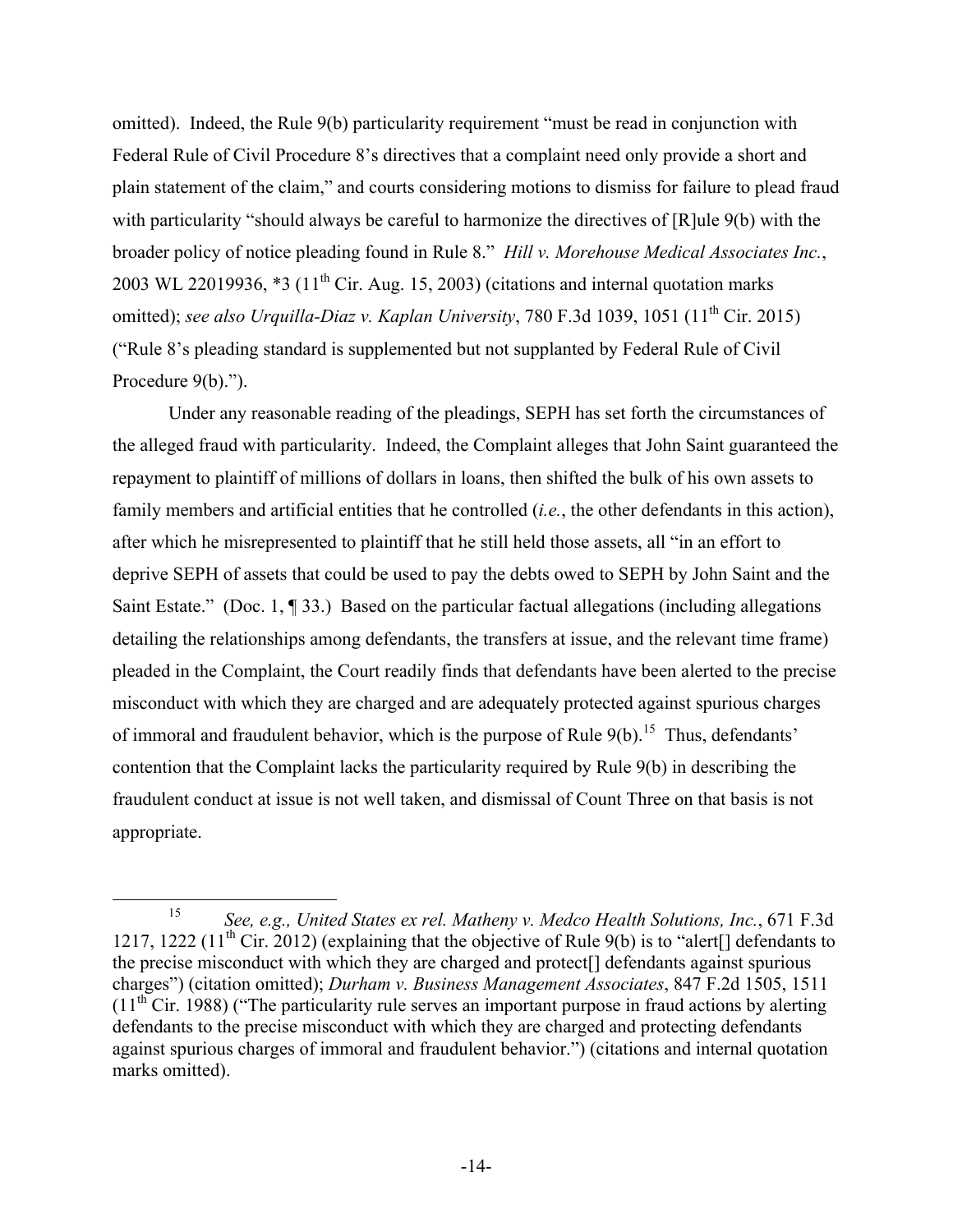omitted). Indeed, the Rule 9(b) particularity requirement "must be read in conjunction with Federal Rule of Civil Procedure 8's directives that a complaint need only provide a short and plain statement of the claim," and courts considering motions to dismiss for failure to plead fraud with particularity "should always be careful to harmonize the directives of [R]ule 9(b) with the broader policy of notice pleading found in Rule 8." *Hill v. Morehouse Medical Associates Inc.*, 2003 WL 22019936, *3 (11th Cir. Aug. 15, 2003) (citations and internal quotation marks omitted); *see also Urquilla-Diaz v. Kaplan University*, 780 F.3d 1039, 1051 (11th Cir. 2015) ("Rule 8's pleading standard is supplemented but not supplanted by Federal Rule of Civil Procedure 9(b).").

Under any reasonable reading of the pleadings, SEPH has set forth the circumstances of the alleged fraud with particularity. Indeed, the Complaint alleges that John Saint guaranteed the repayment to plaintiff of millions of dollars in loans, then shifted the bulk of his own assets to family members and artificial entities that he controlled (*i.e.*, the other defendants in this action), after which he misrepresented to plaintiff that he still held those assets, all "in an effort to deprive SEPH of assets that could be used to pay the debts owed to SEPH by John Saint and the Saint Estate." (Doc. 1, ¶ 33.) Based on the particular factual allegations (including allegations detailing the relationships among defendants, the transfers at issue, and the relevant time frame) pleaded in the Complaint, the Court readily finds that defendants have been alerted to the precise misconduct with which they are charged and are adequately protected against spurious charges of immoral and fraudulent behavior, which is the purpose of Rule 9(b).[15] Thus, defendants' contention that the Complaint lacks the particularity required by Rule 9(b) in describing the fraudulent conduct at issue is not well taken, and dismissal of Count Three on that basis is not appropriate.

---

[15] *See, e.g., United States ex rel. Matheny v. Medco Health Solutions, Inc.*, 671 F.3d 1217, 1222 (11th Cir. 2012) (explaining that the objective of Rule 9(b) is to "alert[] defendants to the precise misconduct with which they are charged and protect[] defendants against spurious charges") (citation omitted); *Durham v. Business Management Associates*, 847 F.2d 1505, 1511 (11th Cir. 1988) ("The particularity rule serves an important purpose in fraud actions by alerting defendants to the precise misconduct with which they are charged and protecting defendants against spurious charges of immoral and fraudulent behavior.") (citations and internal quotation marks omitted).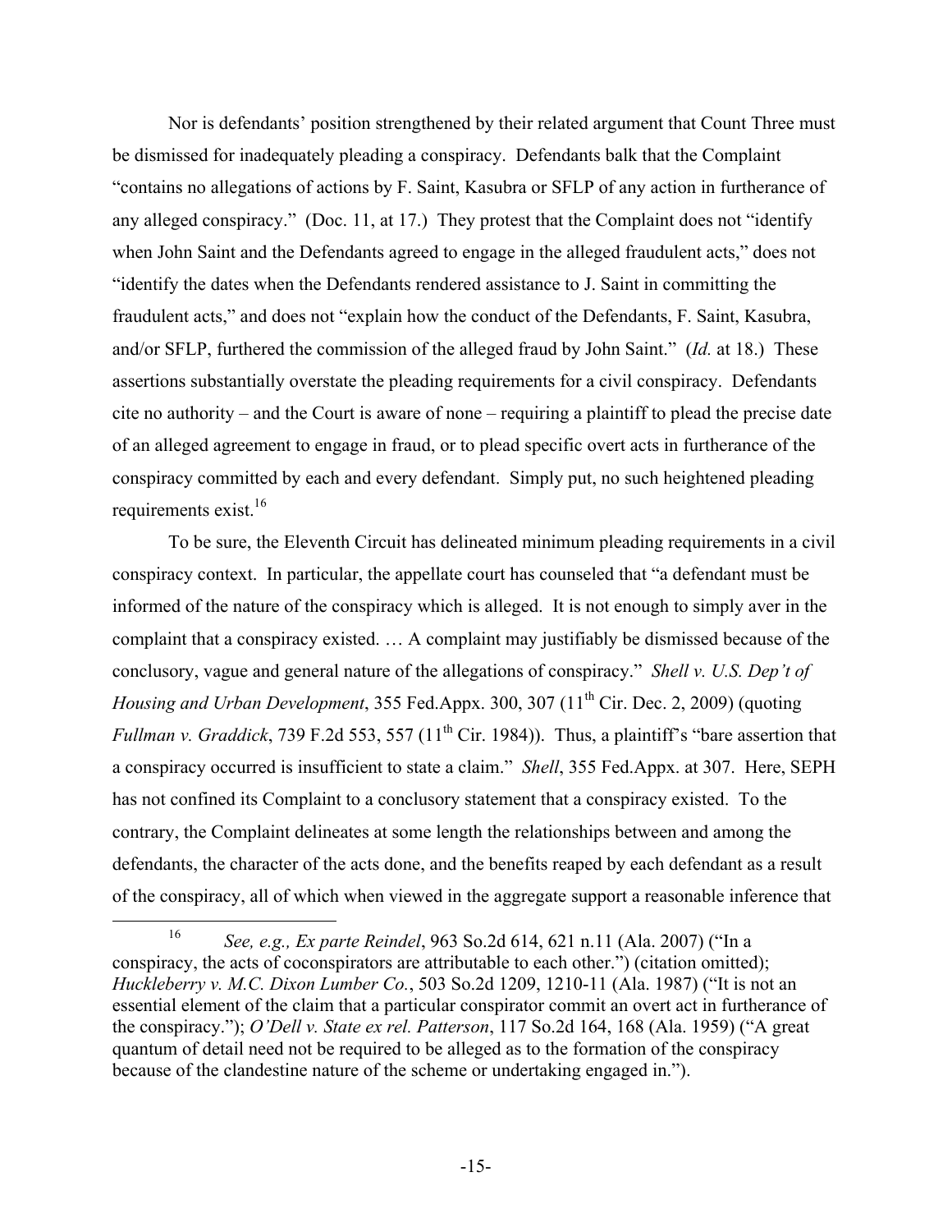Nor is defendants' position strengthened by their related argument that Count Three must be dismissed for inadequately pleading a conspiracy. Defendants balk that the Complaint "contains no allegations of actions by F. Saint, Kasubra or SFLP of any action in furtherance of any alleged conspiracy." (Doc. 11, at 17.) They protest that the Complaint does not "identify when John Saint and the Defendants agreed to engage in the alleged fraudulent acts," does not "identify the dates when the Defendants rendered assistance to J. Saint in committing the fraudulent acts," and does not "explain how the conduct of the Defendants, F. Saint, Kasubra, and/or SFLP, furthered the commission of the alleged fraud by John Saint." (*Id.* at 18.) These assertions substantially overstate the pleading requirements for a civil conspiracy. Defendants cite no authority – and the Court is aware of none – requiring a plaintiff to plead the precise date of an alleged agreement to engage in fraud, or to plead specific overt acts in furtherance of the conspiracy committed by each and every defendant. Simply put, no such heightened pleading requirements exist.[16]

To be sure, the Eleventh Circuit has delineated minimum pleading requirements in a civil conspiracy context. In particular, the appellate court has counseled that "a defendant must be informed of the nature of the conspiracy which is alleged. It is not enough to simply aver in the complaint that a conspiracy existed. … A complaint may justifiably be dismissed because of the conclusory, vague and general nature of the allegations of conspiracy." *Shell v. U.S. Dep't of Housing and Urban Development*, 355 Fed.Appx. 300, 307 (11th Cir. Dec. 2, 2009) (quoting *Fullman v. Graddick*, 739 F.2d 553, 557 (11th Cir. 1984)). Thus, a plaintiff's "bare assertion that a conspiracy occurred is insufficient to state a claim." *Shell*, 355 Fed.Appx. at 307. Here, SEPH has not confined its Complaint to a conclusory statement that a conspiracy existed. To the contrary, the Complaint delineates at some length the relationships between and among the defendants, the character of the acts done, and the benefits reaped by each defendant as a result of the conspiracy, all of which when viewed in the aggregate support a reasonable inference that

---

[16] *See, e.g., Ex parte Reindel*, 963 So.2d 614, 621 n.11 (Ala. 2007) ("In a conspiracy, the acts of coconspirators are attributable to each other.") (citation omitted); *Huckleberry v. M.C. Dixon Lumber Co.*, 503 So.2d 1209, 1210-11 (Ala. 1987) ("It is not an essential element of the claim that a particular conspirator commit an overt act in furtherance of the conspiracy."); *O'Dell v. State ex rel. Patterson*, 117 So.2d 164, 168 (Ala. 1959) ("A great quantum of detail need not be required to be alleged as to the formation of the conspiracy because of the clandestine nature of the scheme or undertaking engaged in.").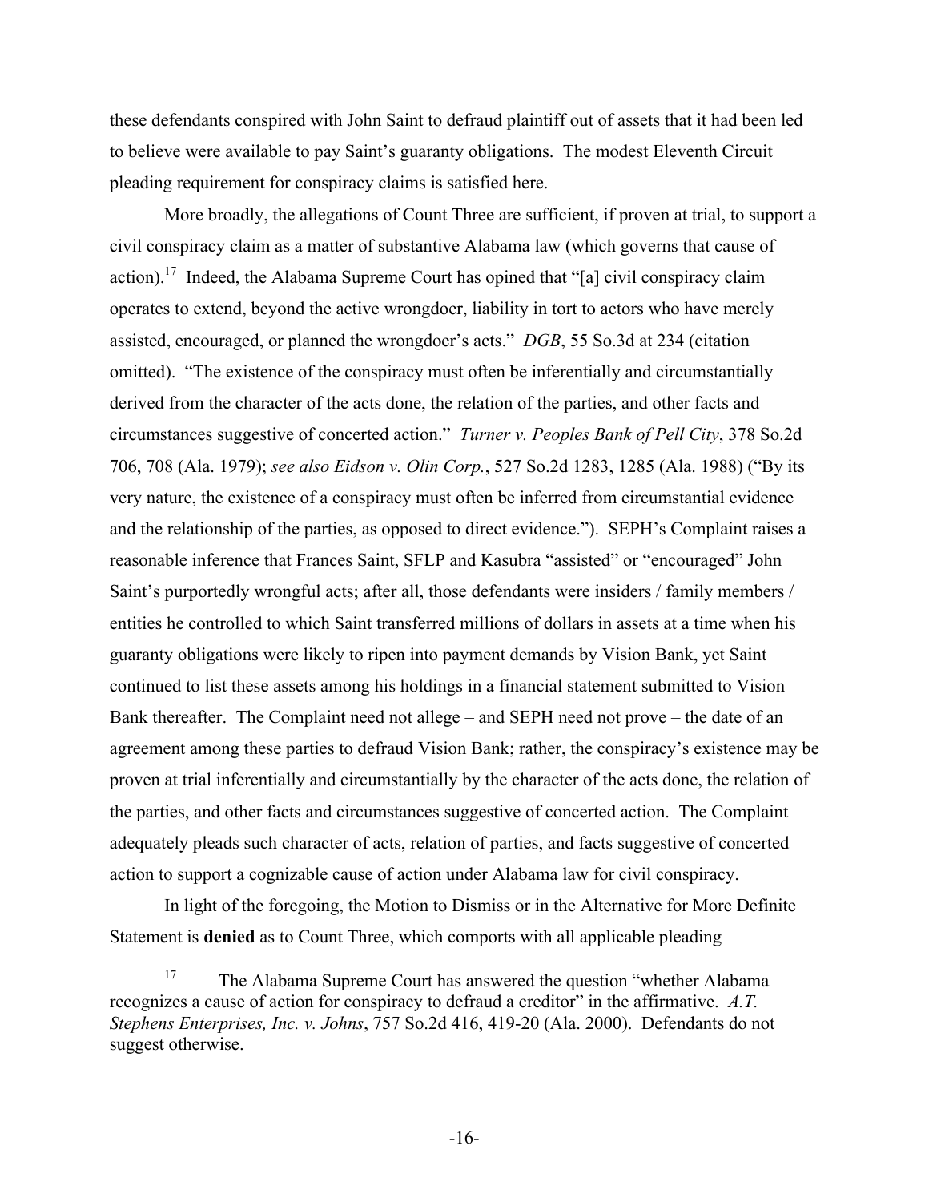these defendants conspired with John Saint to defraud plaintiff out of assets that it had been led to believe were available to pay Saint's guaranty obligations. The modest Eleventh Circuit pleading requirement for conspiracy claims is satisfied here.

More broadly, the allegations of Count Three are sufficient, if proven at trial, to support a civil conspiracy claim as a matter of substantive Alabama law (which governs that cause of action).[17] Indeed, the Alabama Supreme Court has opined that "[a] civil conspiracy claim operates to extend, beyond the active wrongdoer, liability in tort to actors who have merely assisted, encouraged, or planned the wrongdoer's acts." *DGB*, 55 So.3d at 234 (citation omitted). "The existence of the conspiracy must often be inferentially and circumstantially derived from the character of the acts done, the relation of the parties, and other facts and circumstances suggestive of concerted action." *Turner v. Peoples Bank of Pell City*, 378 So.2d 706, 708 (Ala. 1979); *see also Eidson v. Olin Corp.*, 527 So.2d 1283, 1285 (Ala. 1988) ("By its very nature, the existence of a conspiracy must often be inferred from circumstantial evidence and the relationship of the parties, as opposed to direct evidence."). SEPH's Complaint raises a reasonable inference that Frances Saint, SFLP and Kasubra "assisted" or "encouraged" John Saint's purportedly wrongful acts; after all, those defendants were insiders / family members / entities he controlled to which Saint transferred millions of dollars in assets at a time when his guaranty obligations were likely to ripen into payment demands by Vision Bank, yet Saint continued to list these assets among his holdings in a financial statement submitted to Vision Bank thereafter. The Complaint need not allege – and SEPH need not prove – the date of an agreement among these parties to defraud Vision Bank; rather, the conspiracy's existence may be proven at trial inferentially and circumstantially by the character of the acts done, the relation of the parties, and other facts and circumstances suggestive of concerted action. The Complaint adequately pleads such character of acts, relation of parties, and facts suggestive of concerted action to support a cognizable cause of action under Alabama law for civil conspiracy.

In light of the foregoing, the Motion to Dismiss or in the Alternative for More Definite Statement is **denied** as to Count Three, which comports with all applicable pleading

---

[17] The Alabama Supreme Court has answered the question "whether Alabama recognizes a cause of action for conspiracy to defraud a creditor" in the affirmative. *A.T. Stephens Enterprises, Inc. v. Johns*, 757 So.2d 416, 419-20 (Ala. 2000). Defendants do not suggest otherwise.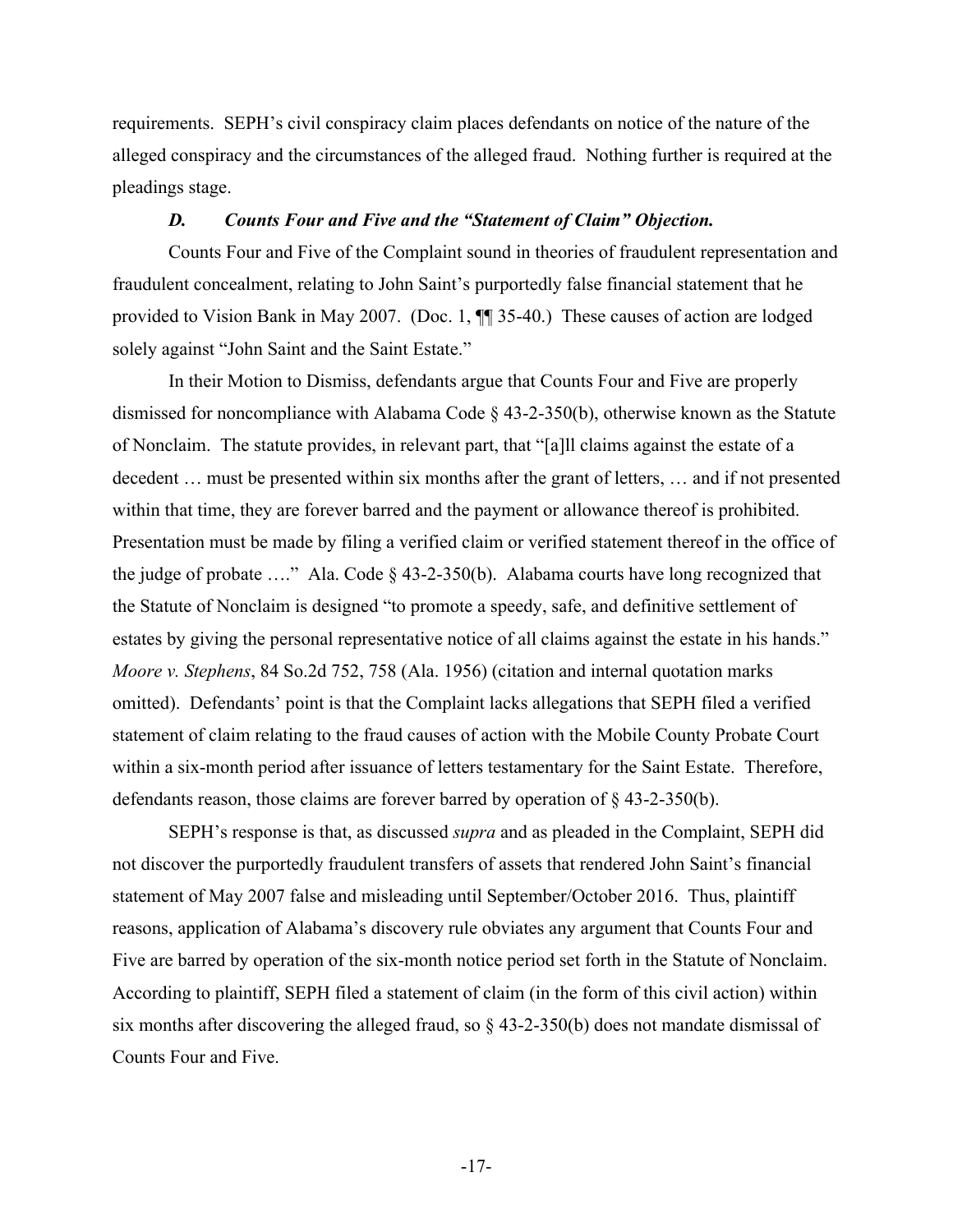requirements. SEPH's civil conspiracy claim places defendants on notice of the nature of the alleged conspiracy and the circumstances of the alleged fraud. Nothing further is required at the pleadings stage.

### *D. Counts Four and Five and the "Statement of Claim" Objection.*

Counts Four and Five of the Complaint sound in theories of fraudulent representation and fraudulent concealment, relating to John Saint's purportedly false financial statement that he provided to Vision Bank in May 2007. (Doc. 1, ¶¶ 35-40.) These causes of action are lodged solely against "John Saint and the Saint Estate."

In their Motion to Dismiss, defendants argue that Counts Four and Five are properly dismissed for noncompliance with Alabama Code § 43-2-350(b), otherwise known as the Statute of Nonclaim. The statute provides, in relevant part, that "[a]ll claims against the estate of a decedent … must be presented within six months after the grant of letters, … and if not presented within that time, they are forever barred and the payment or allowance thereof is prohibited. Presentation must be made by filing a verified claim or verified statement thereof in the office of the judge of probate …." Ala. Code § 43-2-350(b). Alabama courts have long recognized that the Statute of Nonclaim is designed "to promote a speedy, safe, and definitive settlement of estates by giving the personal representative notice of all claims against the estate in his hands." *Moore v. Stephens*, 84 So.2d 752, 758 (Ala. 1956) (citation and internal quotation marks omitted). Defendants' point is that the Complaint lacks allegations that SEPH filed a verified statement of claim relating to the fraud causes of action with the Mobile County Probate Court within a six-month period after issuance of letters testamentary for the Saint Estate. Therefore, defendants reason, those claims are forever barred by operation of § 43-2-350(b).

SEPH's response is that, as discussed *supra* and as pleaded in the Complaint, SEPH did not discover the purportedly fraudulent transfers of assets that rendered John Saint's financial statement of May 2007 false and misleading until September/October 2016. Thus, plaintiff reasons, application of Alabama's discovery rule obviates any argument that Counts Four and Five are barred by operation of the six-month notice period set forth in the Statute of Nonclaim. According to plaintiff, SEPH filed a statement of claim (in the form of this civil action) within six months after discovering the alleged fraud, so § 43-2-350(b) does not mandate dismissal of Counts Four and Five.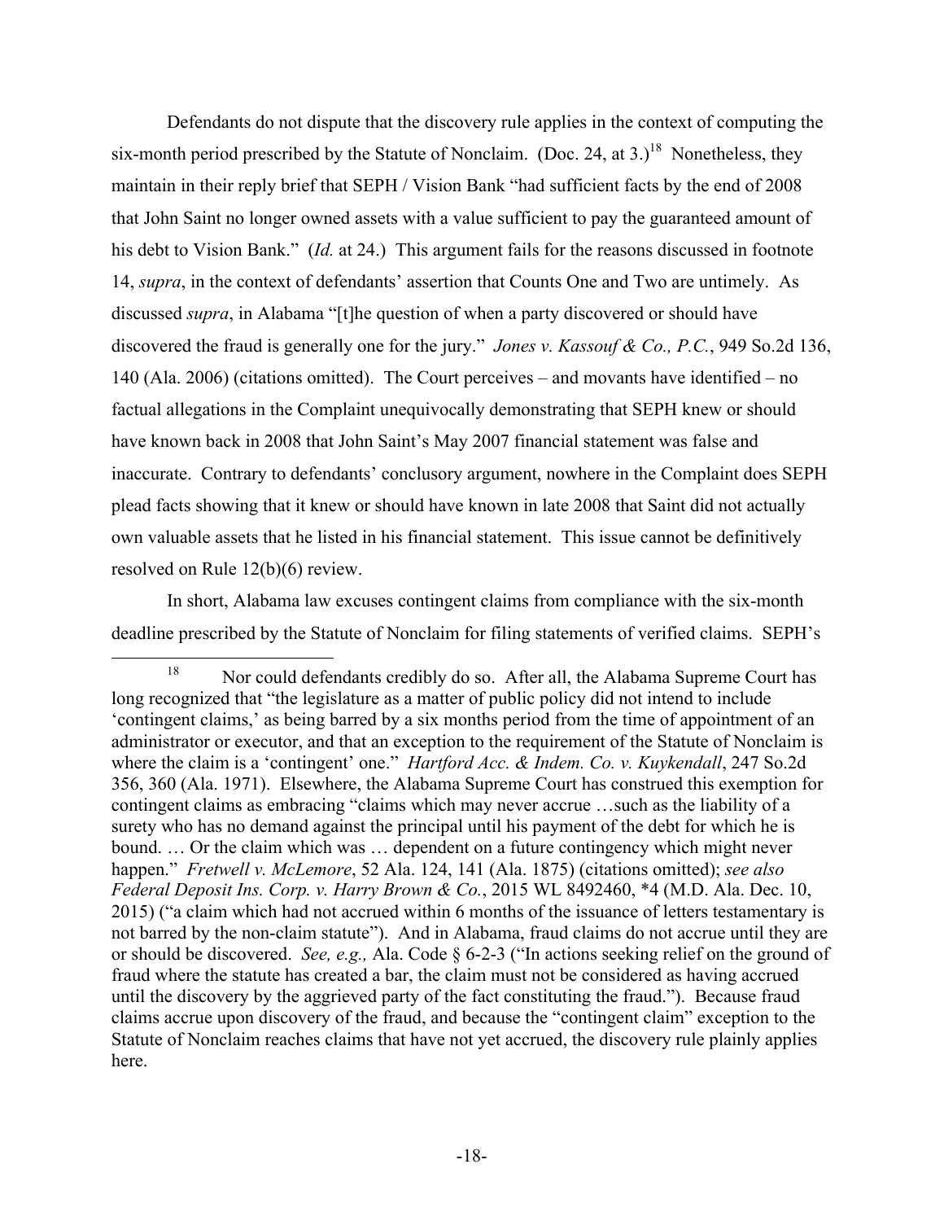Defendants do not dispute that the discovery rule applies in the context of computing the six-month period prescribed by the Statute of Nonclaim. (Doc. 24, at 3.)[18] Nonetheless, they maintain in their reply brief that SEPH / Vision Bank "had sufficient facts by the end of 2008 that John Saint no longer owned assets with a value sufficient to pay the guaranteed amount of his debt to Vision Bank." (*Id.* at 24.) This argument fails for the reasons discussed in footnote 14, *supra*, in the context of defendants' assertion that Counts One and Two are untimely. As discussed *supra*, in Alabama "[t]he question of when a party discovered or should have discovered the fraud is generally one for the jury." *Jones v. Kassouf & Co., P.C.*, 949 So.2d 136, 140 (Ala. 2006) (citations omitted). The Court perceives – and movants have identified – no factual allegations in the Complaint unequivocally demonstrating that SEPH knew or should have known back in 2008 that John Saint's May 2007 financial statement was false and inaccurate. Contrary to defendants' conclusory argument, nowhere in the Complaint does SEPH plead facts showing that it knew or should have known in late 2008 that Saint did not actually own valuable assets that he listed in his financial statement. This issue cannot be definitively resolved on Rule 12(b)(6) review.

In short, Alabama law excuses contingent claims from compliance with the six-month deadline prescribed by the Statute of Nonclaim for filing statements of verified claims. SEPH's

[18] Nor could defendants credibly do so. After all, the Alabama Supreme Court has long recognized that "the legislature as a matter of public policy did not intend to include 'contingent claims,' as being barred by a six months period from the time of appointment of an administrator or executor, and that an exception to the requirement of the Statute of Nonclaim is where the claim is a 'contingent' one." *Hartford Acc. & Indem. Co. v. Kuykendall*, 247 So.2d 356, 360 (Ala. 1971). Elsewhere, the Alabama Supreme Court has construed this exemption for contingent claims as embracing "claims which may never accrue …such as the liability of a surety who has no demand against the principal until his payment of the debt for which he is bound. … Or the claim which was … dependent on a future contingency which might never happen." *Fretwell v. McLemore*, 52 Ala. 124, 141 (Ala. 1875) (citations omitted); *see also Federal Deposit Ins. Corp. v. Harry Brown & Co.*, 2015 WL 8492460, *4 (M.D. Ala. Dec. 10, 2015) ("a claim which had not accrued within 6 months of the issuance of letters testamentary is not barred by the non-claim statute"). And in Alabama, fraud claims do not accrue until they are or should be discovered. *See, e.g.,* Ala. Code § 6-2-3 ("In actions seeking relief on the ground of fraud where the statute has created a bar, the claim must not be considered as having accrued until the discovery by the aggrieved party of the fact constituting the fraud."). Because fraud claims accrue upon discovery of the fraud, and because the "contingent claim" exception to the Statute of Nonclaim reaches claims that have not yet accrued, the discovery rule plainly applies here.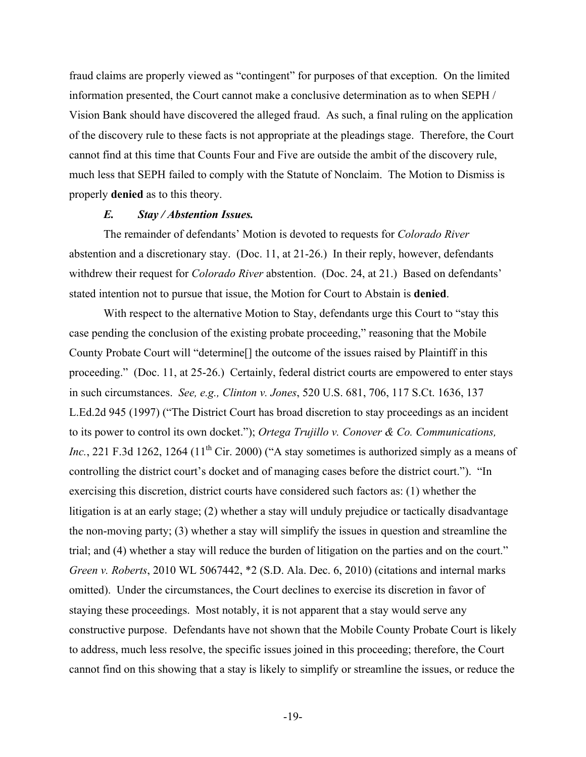fraud claims are properly viewed as "contingent" for purposes of that exception. On the limited information presented, the Court cannot make a conclusive determination as to when SEPH / Vision Bank should have discovered the alleged fraud. As such, a final ruling on the application of the discovery rule to these facts is not appropriate at the pleadings stage. Therefore, the Court cannot find at this time that Counts Four and Five are outside the ambit of the discovery rule, much less that SEPH failed to comply with the Statute of Nonclaim. The Motion to Dismiss is properly **denied** as to this theory.

### *E. Stay / Abstention Issues.*

The remainder of defendants' Motion is devoted to requests for *Colorado River* abstention and a discretionary stay. (Doc. 11, at 21-26.) In their reply, however, defendants withdrew their request for *Colorado River* abstention. (Doc. 24, at 21.) Based on defendants' stated intention not to pursue that issue, the Motion for Court to Abstain is **denied**.

With respect to the alternative Motion to Stay, defendants urge this Court to "stay this case pending the conclusion of the existing probate proceeding," reasoning that the Mobile County Probate Court will "determine[] the outcome of the issues raised by Plaintiff in this proceeding." (Doc. 11, at 25-26.) Certainly, federal district courts are empowered to enter stays in such circumstances. *See, e.g., Clinton v. Jones*, 520 U.S. 681, 706, 117 S.Ct. 1636, 137 L.Ed.2d 945 (1997) ("The District Court has broad discretion to stay proceedings as an incident to its power to control its own docket."); *Ortega Trujillo v. Conover & Co. Communications, Inc.*, 221 F.3d 1262, 1264 (11th Cir. 2000) ("A stay sometimes is authorized simply as a means of controlling the district court's docket and of managing cases before the district court."). "In exercising this discretion, district courts have considered such factors as: (1) whether the litigation is at an early stage; (2) whether a stay will unduly prejudice or tactically disadvantage the non-moving party; (3) whether a stay will simplify the issues in question and streamline the trial; and (4) whether a stay will reduce the burden of litigation on the parties and on the court." *Green v. Roberts*, 2010 WL 5067442, *2 (S.D. Ala. Dec. 6, 2010) (citations and internal marks omitted). Under the circumstances, the Court declines to exercise its discretion in favor of staying these proceedings. Most notably, it is not apparent that a stay would serve any constructive purpose. Defendants have not shown that the Mobile County Probate Court is likely to address, much less resolve, the specific issues joined in this proceeding; therefore, the Court cannot find on this showing that a stay is likely to simplify or streamline the issues, or reduce the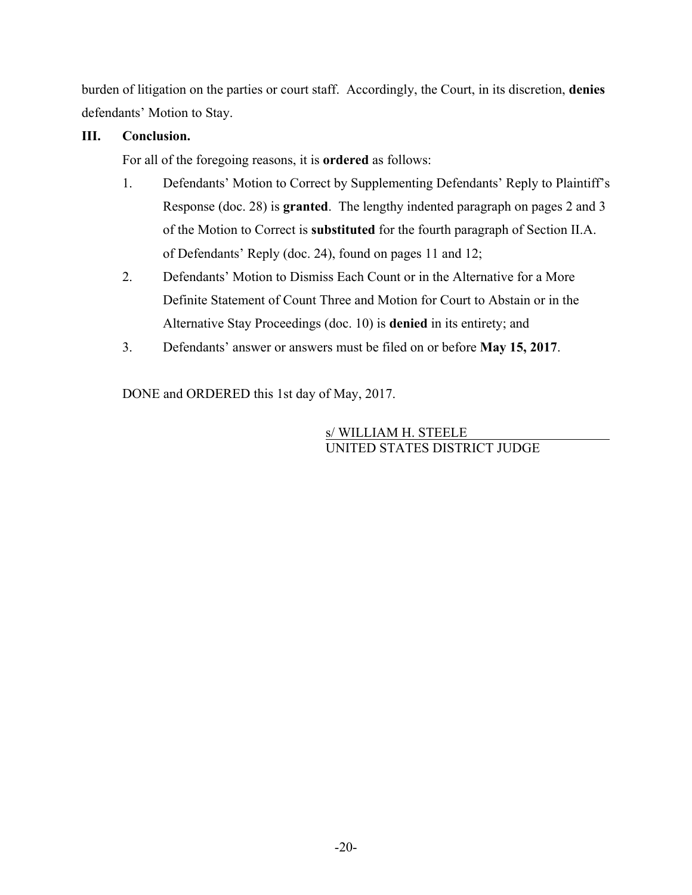burden of litigation on the parties or court staff. Accordingly, the Court, in its discretion, **denies** defendants' Motion to Stay.

## III. Conclusion.

For all of the foregoing reasons, it is **ordered** as follows:

1. Defendants' Motion to Correct by Supplementing Defendants' Reply to Plaintiff's Response (doc. 28) is **granted**. The lengthy indented paragraph on pages 2 and 3 of the Motion to Correct is **substituted** for the fourth paragraph of Section II.A. of Defendants' Reply (doc. 24), found on pages 11 and 12;
2. Defendants' Motion to Dismiss Each Count or in the Alternative for a More Definite Statement of Count Three and Motion for Court to Abstain or in the Alternative Stay Proceedings (doc. 10) is **denied** in its entirety; and
3. Defendants' answer or answers must be filed on or before **May 15, 2017**.

DONE and ORDERED this 1st day of May, 2017.

s/ WILLIAM H. STEELE
UNITED STATES DISTRICT JUDGE